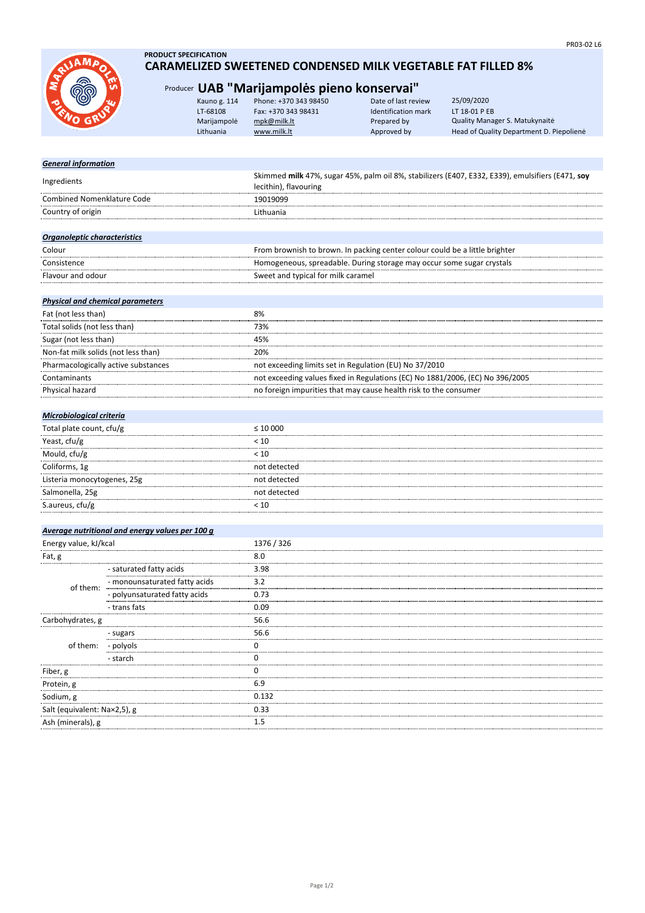**PRODUCT SPECIFICATION**

# CARAMELIZED SWEETENED CONDENSED MILK VEGETABLE FAT FILLED 8%

## Producer UAB "Marijampolės pieno konservai"

| | | | |
|---|---|---|---|
| Kauno g. 114 | Phone: +370 343 98450 | Date of last review | 25/09/2020 |
| LT-68108 | Fax: +370 343 98431 | Identification mark | LT 18-01 P EB |
| Marijampolė | mpk@milk.lt | Prepared by | Quality Manager S. Matukynaitė |
| Lithuania | www.milk.lt | Approved by | Head of Quality Department D. Piepolienė |

***General information***

| | |
|---|---|
| Ingredients | Skimmed **milk** 47%, sugar 45%, palm oil 8%, stabilizers (E407, E332, E339), emulsifiers (E471, **soy** lecithin), flavouring |
| Combined Nomenklature Code | 19019099 |
| Country of origin | Lithuania |

***Organoleptic characteristics***

| | |
|---|---|
| Colour | From brownish to brown. In packing center colour could be a little brighter |
| Consistence | Homogeneous, spreadable. During storage may occur some sugar crystals |
| Flavour and odour | Sweet and typical for milk caramel |

***Physical and chemical parameters***

| | |
|---|---|
| Fat (not less than) | 8% |
| Total solids (not less than) | 73% |
| Sugar (not less than) | 45% |
| Non-fat milk solids (not less than) | 20% |
| Pharmacologically active substances | not exceeding limits set in Regulation (EU) No 37/2010 |
| Contaminants | not exceeding values fixed in Regulations (EC) No 1881/2006, (EC) No 396/2005 |
| Physical hazard | no foreign impurities that may cause health risk to the consumer |

***Microbiological criteria***

| | |
|---|---|
| Total plate count, cfu/g | ≤ 10 000 |
| Yeast, cfu/g | < 10 |
| Mould, cfu/g | < 10 |
| Coliforms, 1g | not detected |
| Listeria monocytogenes, 25g | not detected |
| Salmonella, 25g | not detected |
| S.aureus, cfu/g | < 10 |

***Average nutritional and energy values per 100 g***

| | | |
|---|---|---|
| Energy value, kJ/kcal | | 1376 / 326 |
| Fat, g | | 8.0 |
| of them: | - saturated fatty acids | 3.98 |
| | - monounsaturated fatty acids | 3.2 |
| | - polyunsaturated fatty acids | 0.73 |
| | - trans fats | 0.09 |
| Carbohydrates, g | | 56.6 |
| of them: | - sugars | 56.6 |
| | - polyols | 0 |
| | - starch | 0 |
| Fiber, g | | 0 |
| Protein, g | | 6.9 |
| Sodium, g | | 0.132 |
| Salt (equivalent: Na×2,5), g | | 0.33 |
| Ash (minerals), g | | 1.5 |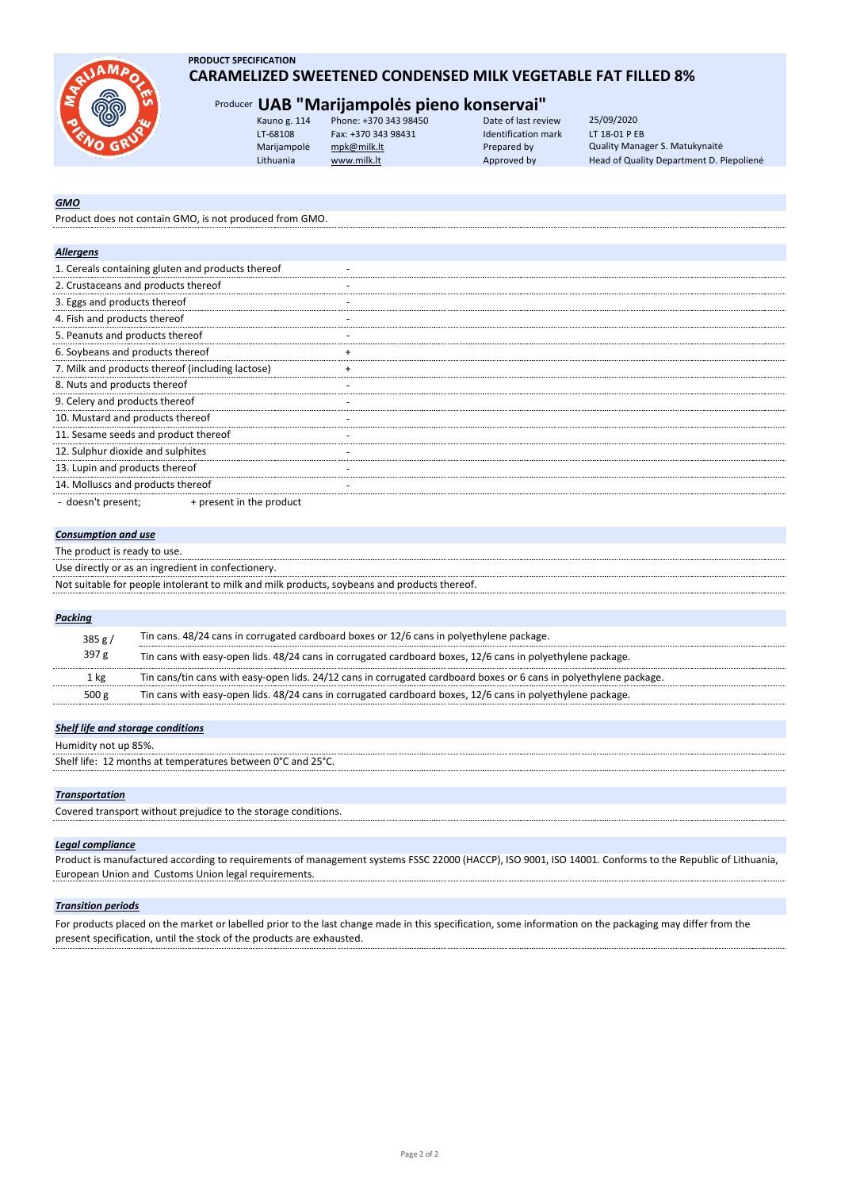PRODUCT SPECIFICATION

# CARAMELIZED SWEETENED CONDENSED MILK VEGETABLE FAT FILLED 8%

Producer **UAB "Marijampolės pieno konservai"**

| | | | |
|---|---|---|---|
| Kauno g. 114 | Phone: +370 343 98450 | Date of last review | 25/09/2020 |
| LT-68108 | Fax: +370 343 98431 | Identification mark | LT 18-01 P EB |
| Marijampolė | mpk@milk.lt | Prepared by | Quality Manager S. Matukynaitė |
| Lithuania | www.milk.lt | Approved by | Head of Quality Department D. Piepolienė |

## *GMO*

Product does not contain GMO, is not produced from GMO.

## *Allergens*

| | |
|---|---|
| 1. Cereals containing gluten and products thereof | - |
| 2. Crustaceans and products thereof | - |
| 3. Eggs and products thereof | - |
| 4. Fish and products thereof | - |
| 5. Peanuts and products thereof | - |
| 6. Soybeans and products thereof | + |
| 7. Milk and products thereof (including lactose) | + |
| 8. Nuts and products thereof | - |
| 9. Celery and products thereof | - |
| 10. Mustard and products thereof | - |
| 11. Sesame seeds and product thereof | - |
| 12. Sulphur dioxide and sulphites | - |
| 13. Lupin and products thereof | - |
| 14. Molluscs and products thereof | - |

- doesn't present; + present in the product

## *Consumption and use*

The product is ready to use.

Use directly or as an ingredient in confectionery.

Not suitable for people intolerant to milk and milk products, soybeans and products thereof.

## *Packing*

| | |
|---|---|
| 385 g / 397 g | Tin cans. 48/24 cans in corrugated cardboard boxes or 12/6 cans in polyethylene package. |
| | Tin cans with easy-open lids. 48/24 cans in corrugated cardboard boxes, 12/6 cans in polyethylene package. |
| 1 kg | Tin cans/tin cans with easy-open lids. 24/12 cans in corrugated cardboard boxes or 6 cans in polyethylene package. |
| 500 g | Tin cans with easy-open lids. 48/24 cans in corrugated cardboard boxes, 12/6 cans in polyethylene package. |

## *Shelf life and storage conditions*

Humidity not up 85%.

Shelf life: 12 months at temperatures between 0°C and 25°C.

## *Transportation*

Covered transport without prejudice to the storage conditions.

## *Legal compliance*

Product is manufactured according to requirements of management systems FSSC 22000 (HACCP), ISO 9001, ISO 14001. Conforms to the Republic of Lithuania, European Union and Customs Union legal requirements.

## *Transition periods*

For products placed on the market or labelled prior to the last change made in this specification, some information on the packaging may differ from the present specification, until the stock of the products are exhausted.